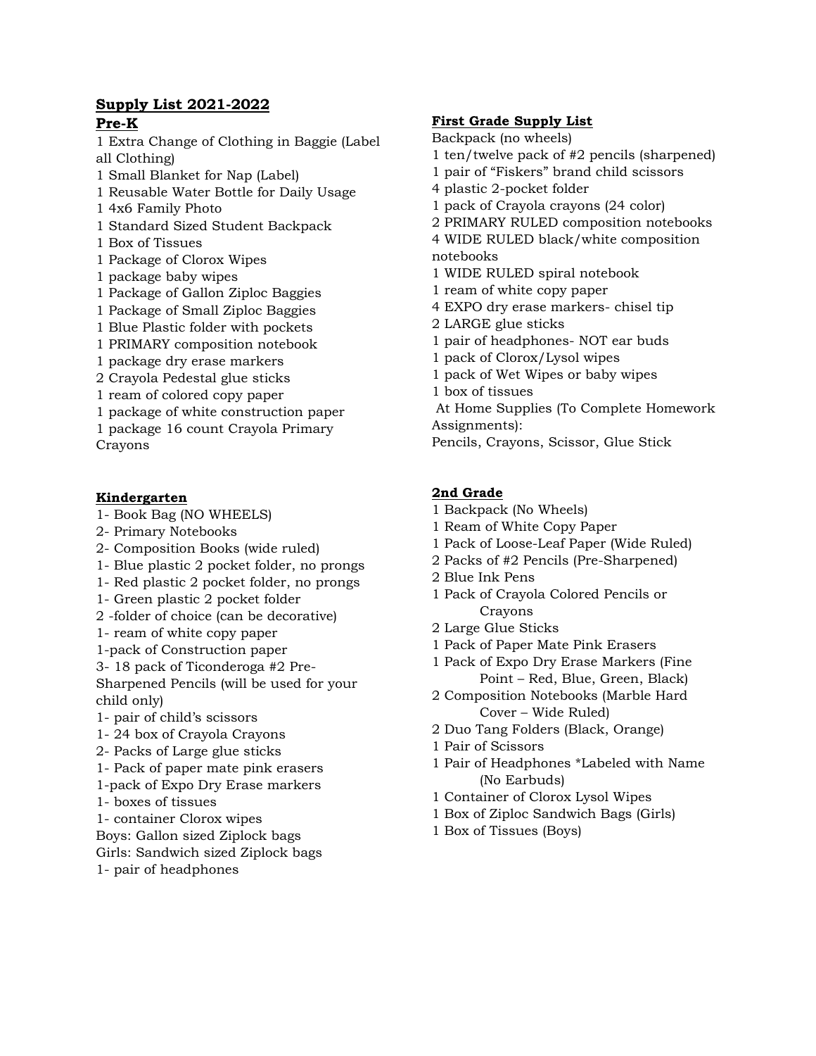# Supply List 2021-2022

## Pre-K

1 Extra Change of Clothing in Baggie (Label all Clothing)
1 Small Blanket for Nap (Label)
1 Reusable Water Bottle for Daily Usage
1 4x6 Family Photo
1 Standard Sized Student Backpack
1 Box of Tissues
1 Package of Clorox Wipes
1 package baby wipes
1 Package of Gallon Ziploc Baggies
1 Package of Small Ziploc Baggies
1 Blue Plastic folder with pockets
1 PRIMARY composition notebook
1 package dry erase markers
2 Crayola Pedestal glue sticks
1 ream of colored copy paper
1 package of white construction paper
1 package 16 count Crayola Primary Crayons

## Kindergarten

1- Book Bag (NO WHEELS)
2- Primary Notebooks
2- Composition Books (wide ruled)
1- Blue plastic 2 pocket folder, no prongs
1- Red plastic 2 pocket folder, no prongs
1- Green plastic 2 pocket folder
2 -folder of choice (can be decorative)
1- ream of white copy paper
1-pack of Construction paper
3- 18 pack of Ticonderoga #2 Pre-Sharpened Pencils (will be used for your child only)
1- pair of child's scissors
1- 24 box of Crayola Crayons
2- Packs of Large glue sticks
1- Pack of paper mate pink erasers
1-pack of Expo Dry Erase markers
1- boxes of tissues
1- container Clorox wipes
Boys: Gallon sized Ziplock bags
Girls: Sandwich sized Ziplock bags
1- pair of headphones

## First Grade Supply List

Backpack (no wheels)
1 ten/twelve pack of #2 pencils (sharpened)
1 pair of "Fiskers" brand child scissors
4 plastic 2-pocket folder
1 pack of Crayola crayons (24 color)
2 PRIMARY RULED composition notebooks
4 WIDE RULED black/white composition notebooks
1 WIDE RULED spiral notebook
1 ream of white copy paper
4 EXPO dry erase markers- chisel tip
2 LARGE glue sticks
1 pair of headphones- NOT ear buds
1 pack of Clorox/Lysol wipes
1 pack of Wet Wipes or baby wipes
1 box of tissues
At Home Supplies (To Complete Homework Assignments):
Pencils, Crayons, Scissor, Glue Stick

## 2nd Grade

1 Backpack (No Wheels)
1 Ream of White Copy Paper
1 Pack of Loose-Leaf Paper (Wide Ruled)
2 Packs of #2 Pencils (Pre-Sharpened)
2 Blue Ink Pens
1 Pack of Crayola Colored Pencils or Crayons
2 Large Glue Sticks
1 Pack of Paper Mate Pink Erasers
1 Pack of Expo Dry Erase Markers (Fine Point – Red, Blue, Green, Black)
2 Composition Notebooks (Marble Hard Cover – Wide Ruled)
2 Duo Tang Folders (Black, Orange)
1 Pair of Scissors
1 Pair of Headphones *Labeled with Name (No Earbuds)
1 Container of Clorox Lysol Wipes
1 Box of Ziploc Sandwich Bags (Girls)
1 Box of Tissues (Boys)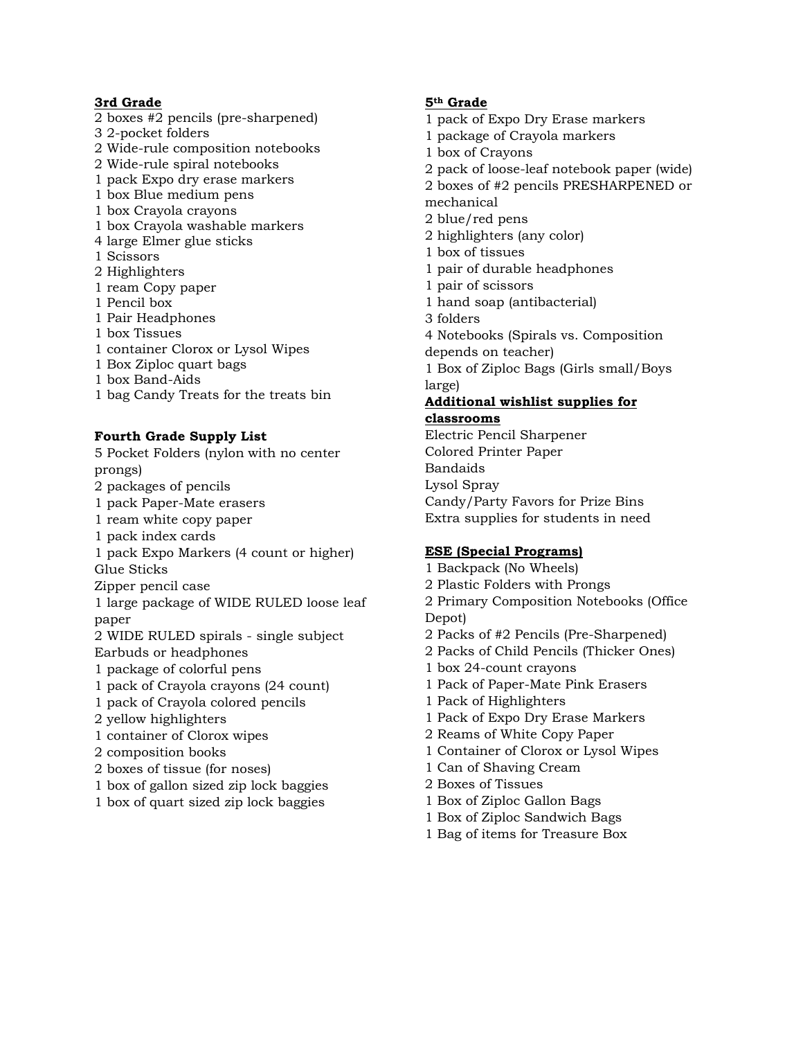**3rd Grade**

2 boxes #2 pencils (pre-sharpened)
3 2-pocket folders
2 Wide-rule composition notebooks
2 Wide-rule spiral notebooks
1 pack Expo dry erase markers
1 box Blue medium pens
1 box Crayola crayons
1 box Crayola washable markers
4 large Elmer glue sticks
1 Scissors
2 Highlighters
1 ream Copy paper
1 Pencil box
1 Pair Headphones
1 box Tissues
1 container Clorox or Lysol Wipes
1 Box Ziploc quart bags
1 box Band-Aids
1 bag Candy Treats for the treats bin

**Fourth Grade Supply List**

5 Pocket Folders (nylon with no center prongs)
2 packages of pencils
1 pack Paper-Mate erasers
1 ream white copy paper
1 pack index cards
1 pack Expo Markers (4 count or higher)
Glue Sticks
Zipper pencil case
1 large package of WIDE RULED loose leaf paper
2 WIDE RULED spirals - single subject
Earbuds or headphones
1 package of colorful pens
1 pack of Crayola crayons (24 count)
1 pack of Crayola colored pencils
2 yellow highlighters
1 container of Clorox wipes
2 composition books
2 boxes of tissue (for noses)
1 box of gallon sized zip lock baggies
1 box of quart sized zip lock baggies

**5th Grade**

1 pack of Expo Dry Erase markers
1 package of Crayola markers
1 box of Crayons
2 pack of loose-leaf notebook paper (wide)
2 boxes of #2 pencils PRESHARPENED or mechanical
2 blue/red pens
2 highlighters (any color)
1 box of tissues
1 pair of durable headphones
1 pair of scissors
1 hand soap (antibacterial)
3 folders
4 Notebooks (Spirals vs. Composition depends on teacher)
1 Box of Ziploc Bags (Girls small/Boys large)

**Additional wishlist supplies for classrooms**

Electric Pencil Sharpener
Colored Printer Paper
Bandaids
Lysol Spray
Candy/Party Favors for Prize Bins
Extra supplies for students in need

**ESE (Special Programs)**

1 Backpack (No Wheels)
2 Plastic Folders with Prongs
2 Primary Composition Notebooks (Office Depot)
2 Packs of #2 Pencils (Pre-Sharpened)
2 Packs of Child Pencils (Thicker Ones)
1 box 24-count crayons
1 Pack of Paper-Mate Pink Erasers
1 Pack of Highlighters
1 Pack of Expo Dry Erase Markers
2 Reams of White Copy Paper
1 Container of Clorox or Lysol Wipes
1 Can of Shaving Cream
2 Boxes of Tissues
1 Box of Ziploc Gallon Bags
1 Box of Ziploc Sandwich Bags
1 Bag of items for Treasure Box